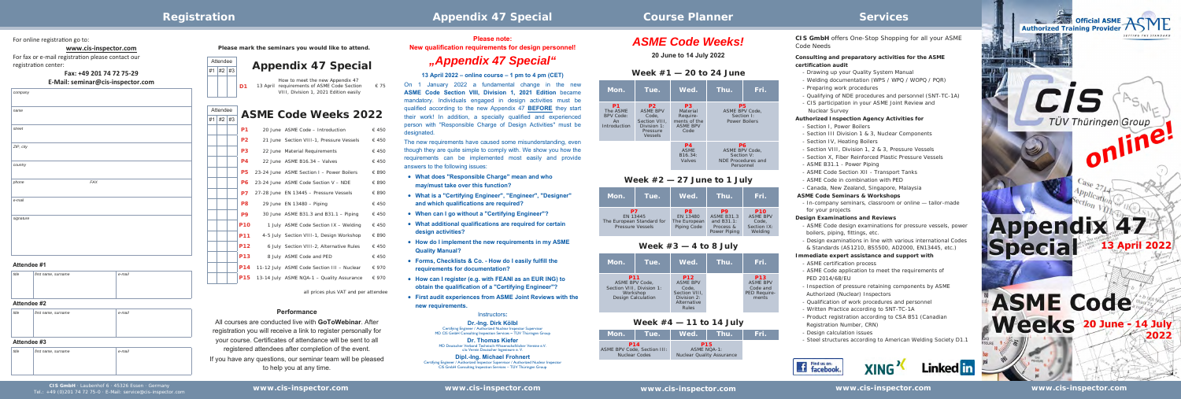# Registration

For online registration go to:

**www.cis-inspector.com**

For fax or e-mail registration please contact our registration center:

**Fax: +49 201 74 72 75-29**

**E-Mail: seminar@cis-inspector.com**

| | |
|---|---|
| company | |
| name | |
| street | |
| ZIP, city | |
| country | |
| phone | FAX |
| e-mail | |
| signature | |

**Attendee #1**

| title | first name, surname | e-mail |
|---|---|---|
| | | |

**Attendee #2**

| title | first name, surname | e-mail |
|---|---|---|
| | | |

**Attendee #3**

| title | first name, surname | e-mail |
|---|---|---|
| | | |

**CIS GmbH** · Laubenhof 6 · 45326 Essen · Germany
Tel.: +49 (0)201 74 72 75-0 · E-Mail: service@cis-inspector.com

**Please mark the seminars you would like to attend.**

## Appendix 47 Special

| Attendee #1 | #2 | #3 | | | |
|---|---|---|---|---|---|
| | | | D1 | 13 April How to meet the new Appendix 47 requirements of ASME Code Section VIII, Division 1, 2021 Edition easily | € 75 |

## ASME Code Weeks 2022

| Attendee #1 | #2 | #3 | | | | |
|---|---|---|---|---|---|---|
| | | | P1 | 20 June | ASME Code – Introduction | € 450 |
| | | | P2 | 21 June | Section VIII-1, Pressure Vessels | € 450 |
| | | | P3 | 22 June | Material Requirements | € 450 |
| | | | P4 | 22 June | ASME B16.34 – Valves | € 450 |
| | | | P5 | 23-24 June | ASME Section I – Power Boilers | € 890 |
| | | | P6 | 23-24 June | ASME Code Section V – NDE | € 890 |
| | | | P7 | 27-28 June | EN 13445 – Pressure Vessels | € 890 |
| | | | P8 | 29 June | EN 13480 – Piping | € 450 |
| | | | P9 | 30 June | ASME B31.3 and B31.1 – Piping | € 450 |
| | | | P10 | 1 July | ASME Code Section IX – Welding | € 450 |
| | | | P11 | 4-5 July | Section VIII-1, Design Workshop | € 890 |
| | | | P12 | 6 July | Section VIII-2, Alternative Rules | € 450 |
| | | | P13 | 8 July | ASME Code and PED | € 450 |
| | | | P14 | 11-12 July | ASME Code Section III – Nuclear | € 970 |
| | | | P15 | 13-14 July | ASME NQA-1 – Quality Assurance | € 970 |

all prices plus VAT and per attendee

### Performance

All courses are conducted live with **GoToWebinar**. After registration you will receive a link to register personally for your course. Certificates of attendance will be sent to all registered attendees after completion of the event.

If you have any questions, our seminar team will be pleased to help you at any time.

# Appendix 47 Special

**Please note:**
**New qualification requirements for design personnel!**

## „Appendix 47 Special"

**13 April 2022 – online course – 1 pm to 4 pm (CET)**

On 1 January 2022 a fundamental change in the new **ASME Code Section VIII, Division 1, 2021 Edition** became mandatory. Individuals engaged in design activities must be qualified according to the new Appendix 47 **BEFORE** they start their work! In addition, a specially qualified and experienced person with "Responsible Charge of Design Activities" must be designated.

The new requirements have caused some misunderstanding, even though they are quite simple to comply with. We show you how the requirements can be implemented most easily and provide answers to the following issues:

- **What does "Responsible Charge" mean and who may/must take over this function?**
- **What is a "Certifying Engineer", "Engineer", "Designer" and which qualifications are required?**
- **When can I go without a "Certifying Engineer"?**
- **What additional qualifications are required for certain design activities?**
- **How do I implement the new requirements in my ASME Quality Manual?**
- **Forms, Checklists & Co. - How do I easily fulfill the requirements for documentation?**
- **How can I register (e.g. with FEANI as an EUR ING) to obtain the qualification of a "Certifying Engineer"?**
- **First audit experiences from ASME Joint Reviews with the new requirements.**

Instructors:

**Dr.-Ing. Dirk Kölbl**
Certifying Engineer / Authorized Nuclear Inspector Supervisor
MD CIS GmbH Consulting Inspection Services – TÜV Thüringen Group

**Dr. Thomas Kiefer**
MD Deutscher Verband Technisch-Wissenschaftlicher Vereine e.V.
c/o Verein Deutscher Ingenieure e.V.

**Dipl.-Ing. Michael Frohnert**
Certifying Engineer / Authorized Inspector Supervisor / Authorized Nuclear Inspector
CIS GmbH Consulting Inspection Services – TÜV Thüringen Group

# Course Planner

## *ASME Code Weeks!*

**20 June to 14 July 2022**

### Week #1 — 20 to 24 June

| Mon. | Tue. | Wed. | Thu. | Fri. |
|---|---|---|---|---|
| **P1** The ASME BPV Code: An Introduction | **P2** ASME BPV Code, Section VIII, Division 1: Pressure Vessels | **P3** Material Require-ments of the ASME BPV Code | **P5** ASME BPV Code, Section I: Power Boilers | |
| | | **P4** ASME B16.34: Valves | **P6** ASME BPV Code, Section V: NDE Procedures and Personnel | |

### Week #2 — 27 June to 1 July

| Mon. | Tue. | Wed. | Thu. | Fri. |
|---|---|---|---|---|
| **P7** EN 13445 The European Standard for Pressure Vessels | | **P8** EN 13480 The European Piping Code | **P9** ASME B31.3 and B31.1: Process & Power Piping | **P10** ASME BPV Code, Section IX: Welding |

### Week #3 — 4 to 8 July

| Mon. | Tue. | Wed. | Thu. | Fri. |
|---|---|---|---|---|
| **P11** ASME BPV Code, Section VIII, Division 1: Workshop Design Calculation | | **P12** ASME BPV Code, Section VIII, Division 2: Alternative Rules | | **P13** ASME BPV Code and PED Require-ments |

### Week #4 — 11 to 14 July

| Mon. | Tue. | Wed. | Thu. | Fri. |
|---|---|---|---|---|
| **P14** ASME BPV Code, Section III: Nuclear Codes | | **P15** ASME NQA-1: Nuclear Quality Assurance | | |

# Services

**CIS GmbH** offers One-Stop Shopping for all your ASME Code Needs

**Consulting and preparatory activities for the ASME certification audit**

- Drawing up your Quality System Manual
- Welding documentation (WPS / WPQ / WOPQ / PQR)
- Preparing work procedures
- Qualifying of NDE procedures and personnel (SNT-TC-1A)
- CIS participation in your ASME Joint Review and Nuclear Survey

**Authorized Inspection Agency Activities for**

- Section I, Power Boilers
- Section III Division 1 & 3, Nuclear Components
- Section IV, Heating Boilers
- Section VIII, Division 1, 2 & 3, Pressure Vessels
- Section X, Fiber Reinforced Plastic Pressure Vessels
- ASME B31.1 – Power Piping
- ASME Code Section XII – Transport Tanks
- ASME Code in combination with PED
- Canada, New Zealand, Singapore, Malaysia

**ASME Code Seminars & Workshops**

- In-company seminars, classroom or online — tailor-made for your projects

**Design Examinations and Reviews**

- ASME Code design examinations for pressure vessels, power boilers, piping, fittings, etc.
- Design examinations in line with various international Codes & Standards (AS1210, BS5500, AD2000, EN13445, etc.)

**Immediate expert assistance and support with**

- ASME certification process
- ASME Code application to meet the requirements of PED 2014/68/EU
- Inspection of pressure retaining components by ASME Authorized (Nuclear) Inspectors
- Qualification of work procedures and personnel
- Written Practice according to SNT-TC-1A
- Product registration according to CSA B51 (Canadian Registration Number, CRN)
- Design calculation issues
- Steel structures according to American Welding Society D1.1

Official ASME Authorized Training Provider

CIS TÜV Thüringen Group

online!

**Appendix 47 Special** 13 April 2022

**ASME Code Weeks** 20 June - 14 July 2022

www.cis-inspector.com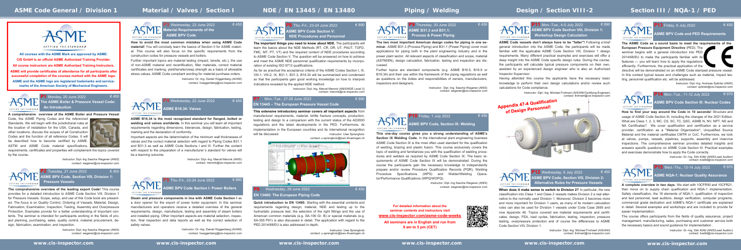# ASME Code General / Division 1 | Material / Valves / Section I | NDE / EN 13445 / EN 13480 | Piping / Welding | Design / Section VIII-2 | Section III / NQA-1 / PED

**All courses with the ASME Mark are approved by ASME:**
**CIS GmbH is an official ASME Authorized Training Provider.**
**All course instructors are ASME Authorized Training Instructors.**
**ASME will provide certificates of attendance for all participants after successful completion of the courses marked with the ASME logo.**
**ASME and the ASME logo are registered trademarks and servicemarks of the American Society of Mechanical Engineers.**

## P1 Monday, 20 June 2022 — € 450
### The ASME Boiler & Pressure Vessel Code: An Introduction

**A comprehensive overview of the ASME Boiler and Pressure Vessel** Code, the ASME Piping Codes and the referenced Standards. We will begin with the jurisdictional rules at the location of installation for the USA, Canada, and other locations, discuss the scopes of all Construction Codes and the function of all reference Codes. It will be described how to become certified by ASME. ASTM and ASME Code material specifications, requirements, certificates and properties will complement the topics covered by the course.

Instructor: Dipl.-Ing Sascha Wegener (ANIS)
contact: wegener@cis-inspector.com

## P2 Tuesday, 21 June 2022 — € 450
### ASME BPV Code, Section VIII, Division 1: Pressure Vessels

**The comprehensive overview of the leading export Code!** This course provides for a detailed introduction to ASME Code Section VIII, Division 1 for Pressure Vessels. Scope, setup, and use of this Code book are presented. The focus is on Quality Control, Ordering of Vessels, Material, Design, Fabrication, Examination, Inspection, Testing, Assembly and Overpressure Protection. Examples provide for a better understanding of important contents. The seminar is intended for participants working in the fields of project planning, purchasing, sales, quality control, material procurement, design, fabrication, examination, and inspection.

Instructor: Dipl.-Ing Sascha Wegener (ANIS)
contact: wegener@cis-inspector.com

## P3 Wednesday, 22 June 2022 — € 450
### Material Requirements of the ASME BPV Code

**How to avoid the most common mistakes when using ASME Code material!** You will concisely learn the basics of Section II for ASME material. This course will also focus on the specific requirements from the construction codes for pressure vessels and boilers.

Further important topics are material testing (impact, tensile, etc.), the use of non-ASME material and recertification, filler materials, correct material certificates and marking, yield/tensile/creep strength as a basis of allowable stress values, ASME Code compliant wording for material purchase orders.

Instructor: Dr.-Ing. Daniel Hüggenberg (AI/ANI)
contact: hueggenberg@cis-inspector.com

## P4 Wednesday, 22 June 2022 — € 450
### ASME B16.34: Valves

**ASME B16.34 is the most recognized standard for flanged, bolted or welding end valves worldwide.** In this seminar you will learn all important requirements regarding dimensions, tolerances, design, fabrication, testing, marking and the declaration of conformity.

Important aspects are the determination of the minimum wall thicknesses of valves and the correct material selection with regard to Piping Codes B31.1 and B31.3 as well as ASME Code Sections I and III. Further the content with respect to the preparation of a manufacturer´s standard for valves will be a learning outcome.

Instructor: Dipl.-Ing. Marcel Meronk (ANIS)
contact: meronk@cis-inspector.com

## P5 Thu.-Fri., 23-24 June 2022 — € 890
### ASME BPV Code Section I: Power Boilers

**Steam and pressure components in line with ASME Code Section I** as a door opener for the export of power boiler equipment. In this seminar manufacturers and operators receive a detailed overview of the general requirements, design, manufacture, testing and assembly of steam boilers and installed piping. Other important aspects are material selection, inspection, final inspection and data reports as well as the correct selection of safety valves.

Instructor: Dr.-Ing. Daniel Hüggenberg (AI/ANI)
contact: hueggenberg@cis-inspector.com

## P6 Thu.-Fri., 23-24 June 2022 — € 890
### ASME BPV Code Section V: NDE Procedures and Personnel

**The important things you need to know about NDE.** The participants will learn the basics about the NDE Methods (RT, CR, DR, UT, PAUT, TOFD, FMC, MT, PT, VT) and the required content of NDE procedures according to ASME Code Section V. The question will be answered on how to achieve and meet the ASME NDE personnel qualification requirements by incorporation of existing ISO 9712 qualifications.

As far as practical the acceptance criteria of the ASME Codes Section I, III, VIII-1, VIII-2, IX, B31.1, B31.3, B16.34 will be summarized and condensed so that the participants gain good working knowledge on how to interpret indications revealed by the applied NDE method.

Instructor: Dipl.-Ing. Marcel Meronk (ANIS/NDE Level 3)
contact: meronk@cis-inspector.com

## P7 Mon.-Tue., 27-28 June 2022 — € 890
### EN 13445 – The European Pressure Vessel Code

**This extensive introductory seminar covers all important aspects** from manufacturer requirements, material, brittle fracture concepts, production, testing and design to a comparison with the current status of the AD2000 regulations and the latest developments in the PED. Furthermore, its implementation in the European countries and its international recognition will be discussed.

Instructor: Uwe Sprengholz
contact: u.sprengholz@tuev-thueringen.ch

## P8 Wednesday, 29 June 2022 — € 450
### EN 13480: The European Piping Code

**Quick introduction to EN 13480.** Starting with the essential contents and requirements regarding design, material, NDE and testing up to the hydrostatic pressure test, the selection of the right fittings and the use of American common materials (e.g. SA-106 Gr. B) or special materials (e.g. SA-355 P91) is also discussed in detail. The application with regard to the PED 2014/68/EU is also addressed in depth.

Instructor: Uwe Sprengholz
contact: u.sprengholz@tuev-thueringen.ch

## P9 Thursday, 30 June 2022 — € 450
### ASME B31.3 and B31.1: Process & Power Piping

**The two most important American design codes for piping in one seminar.** ASME B31.3 (Process Piping) and B31.1 (Power Piping) cover most applications for piping both in the plant engineering industry and in the power plant sector. All relevant aspects of classification and scope, material (ASTM/EN), design calculation, fabrication, testing and inspection are discussed.

Further topics are standard components (e.g. ASME B16.5, B16.9 or B16.34) and their use within the framework of the piping regulations as well as questions on the duties and responsibilities of owners, manufacturers, inspectors and designers.

Instructor: Dipl.-Ing. Sascha Wegener (ANIS)
contact: wegener@cis-inspector.com

## P10 Friday, 1 July 2022 — € 450
### ASME BPV Code, Section IX: Welding

**This one-day course gives you a strong understanding of ASME's Section IX Welding Code.** In the international plant engineering business ASME Code Section IX is the most often used standard for the qualification of welding, brazing and plastic fusion. This course exclusively covers the topic of welding and familiarizes you with the qualification of welding procedures and welders as required by ASME Code Section IX. The basic requirements of ASME Code Section IX will be demonstrated. During the course the participants gain the necessary knowledge to independently prepare and/or review Procedure Qualification Records (PQR), Welding Procedure Specifications (WPS) and Welder/Welding Operator/Performance Qualifications (WPQ/WOPQ).

Instructor: Dipl.-Ing Sascha Wegener (ANIS)
contact: wegener@cis-inspector.com

**For detailed information about the seminar contents and instructors visit**
**www.cis-inspector.com/asme-code-weeks**

**All seminars are in English and run from 9 am to 5 pm (CET)**

## P11 Mon.-Tue., 4-5 July 2022 — € 890
### ASME BPV Code Section VIII, Division 1: Workshop Design Calculation

**ASME Code vessels don't always have to be "fatter"!** Following a brief general introduction into the ASME Code, the participants will be made familiar with the applicable ASME Code Section VIII, Division 1 design requirements. Many different practical examples and exercises will offer a deep insight into the ASME Code specific design rules. During the course, the participants will calculate typical pressure components on their own, assisted by an experienced design engineer who is also an Authorized Inspector Supervisor.

Having attended this course the applicants have the necessary basic knowledge to perform their own design calculations and/or review such calculations for Code compliance.

Instructor: Dipl.-Ing. Michael Frohnert (AIS/ANI/Certifying Engineer)
contact: frohnert@cis-inspector.com

**Appendix 47 Qualification of Design Personnel!**

## P12 Wednesday, 6 July 2022 — € 450
### ASME BPV Code, Section VIII, Division 2: Alternative Rules for Pressure Vessels

**When does it make sense to switch to Division 2?** In particular, the new classification into Class 1 and Class 2 vessels makes Division 2 a real alternative to the normally used Division 1. Moreover, Division 2 becomes more and more important for Division 1 users, as many of its modern calculation rules can also be used for Division 1 vessels under Code Case 2695 and now Appendix 46. Topics covered are material requirements and certificates, design, FEA, load cycles, fabrication, testing, inspection, pressure testing, overpressure protection and of course the differences to ASME Code Section VIII, Division 1.

Instructor: Dipl.-Ing. Michael Frohnert (AIS/ANI)
contact: frohnert@cis-inspector.com

## P13 Friday, 8 July 2022 — € 450
### ASME BPV Code and PED Requirements

**The ASME Code as a sound basis to meet the requirements of the European Pressure Equipment Directive** (PED). The seminar begins with a general introduction into PED 2014/68/EU to make the participants familiar with its features — you will learn how to apply the regulations efficiently. Furthermore, the practical application of the directive will be demonstrated on an ASME Code stamped pressure vessel. In this context typical issues and challenges such as material, impact testing, personnel qualification etc. will be addressed.

Instructor: Dipl.-Ing. Andreas Splinter (ANIS)
contact: splinter@cis-inspector.com

## P14 Mon.-Tue., 11-12 July 2022 — € 970
### ASME BPV Code Section III: Nuclear Codes

**How to find your way around the Code in 10 seconds!** Structure and usage of ASME Code Section III, including the changes of the 2021 Edition. What are Class 1, 2, 3, MC, CS, SC, TC, QSC, ASME N, NV, NPT, NS and NA Certificates? We cover qualification and certification as a service provider, certification as a "Material Organization", Unqualified Source Material and the material certificates CMTR or CoC. Furthermore, we look at valves, pumps, vessels, pipelines, supports, assembly and inservice inspections. The comprehensive seminar provides detailed insights and answers specific questions on ASME Code Section III. Practical examples and exercises demonstrate how to apply the Code correctly.

Instructor: Dr.-Ing. Dirk Költd (ANIS/Lead Auditor)
contact: koeltd@cis-inspector.com

## P15 Wed.-Thu., 13-14 July 2022 — € 970
### ASME NQA-1: Nuclear Quality Assurance

**A complete overview in two days.** We start with 10CFR50 and 10CFR21, then move on to supply chain qualification and NQA-1 implementation. Safety classification, the 18 elements of NQA-1, qualification of inspection and test personnel, lead auditors, design verification, computer programs, commercial grade dedication and ASME's NQA-1 certificate are explained in detail. Several examples and workshops are included to provide for easier implementation.

The course offers participants from the fields of quality assurance, project management, manufacturing, sales, purchasing and customer service both the necessary basics and sound guidance for implementation.

Instructor: Dr.-Ing. Dirk Költd (ANIS/Lead Auditor)
contact: koeltd@cis-inspector.com